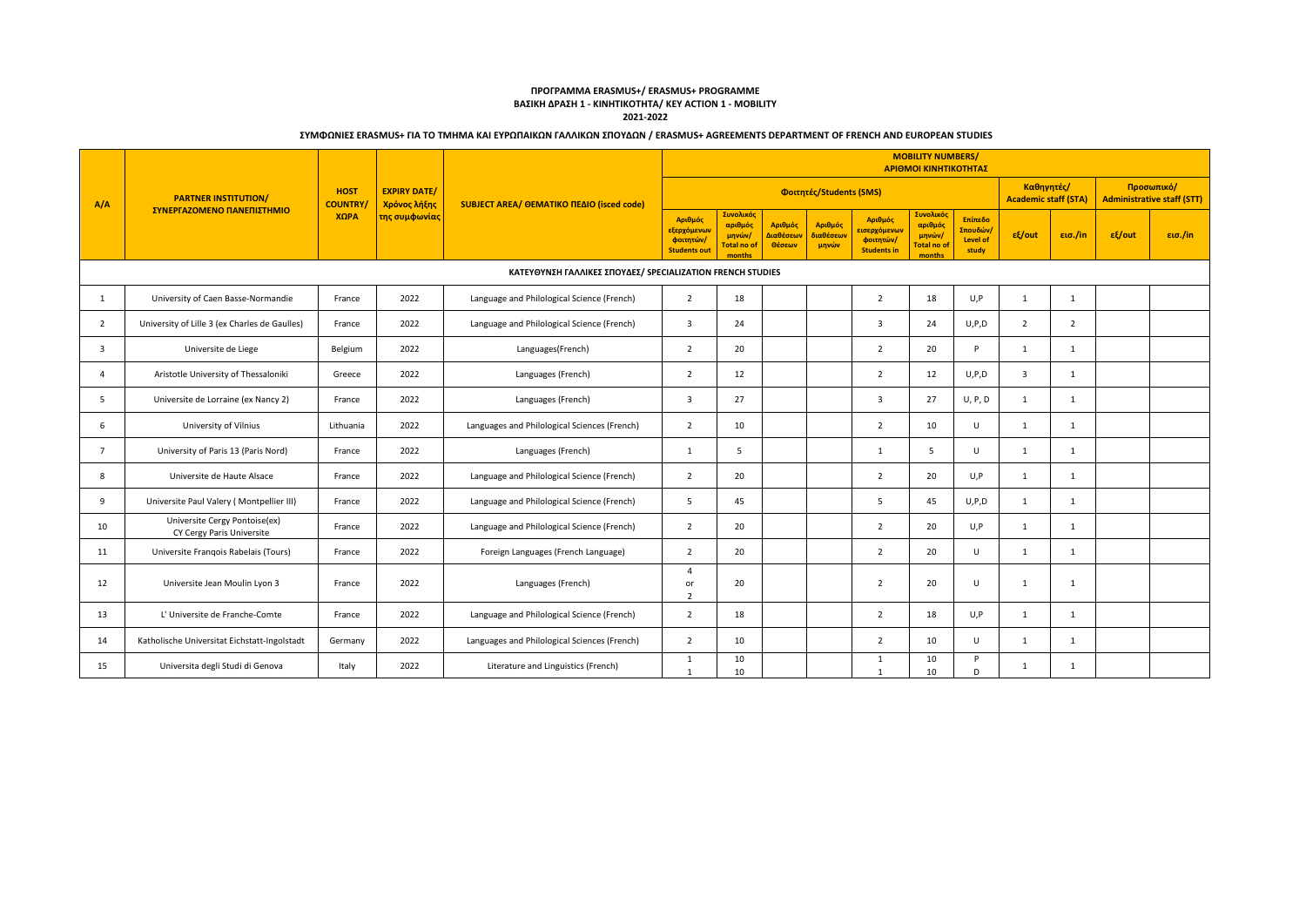**ΠΡΟΓΡΑΜΜΑ ERASMUS+/ ERASMUS+ PROGRAMME**
**ΒΑΣΙΚΗ ΔΡΑΣΗ 1 - ΚΙΝΗΤΙΚΟΤΗΤΑ/ KEY ACTION 1 - MOBILITY**
**2021-2022**

**ΣΥΜΦΩΝΙΕΣ ERASMUS+ ΓΙΑ ΤΟ ΤΜΗΜΑ ΚΑΙ ΕΥΡΩΠΑΙΚΩΝ ΓΑΛΛΙΚΩΝ ΣΠΟΥΔΩΝ / ERASMUS+ AGREEMENTS DEPARTMENT OF FRENCH AND EUROPEAN STUDIES**

| A/A | PARTNER INSTITUTION/ ΣΥΝΕΡΓΑΖΟΜΕΝΟ ΠΑΝΕΠΙΣΤΗΜΙΟ | HOST COUNTRY/ ΧΩΡΑ | EXPIRY DATE/ Χρόνος λήξης της συμφωνίας | SUBJECT AREA/ ΘΕΜΑΤΙΚΟ ΠΕΔΙΟ (isced code) | MOBILITY NUMBERS/ ΑΡΙΘΜΟΙ ΚΙΝΗΤΙΚΟΤΗΤΑΣ | | | | | | | | | | |
|---|---|---|---|---|---|---|---|---|---|---|---|---|---|---|---|
| | | | | | Φοιτητές/Students (SMS) | | | | | | | Καθηγητές/ Academic staff (STA) | | Προσωπικό/ Administrative staff (STT) | |
| | | | | | Αριθμός εξερχόμενων φοιτητών/ Students out | Συνολικός αριθμός μηνών/ Total no of months | Αριθμός Διαθέσεων Θέσεων | Αριθμός διαθέσεων μηνών | Αριθμός εισερχόμενων φοιτητών/ Students in | Συνολικός αριθμός μηνών/ Total no of months | Επίπεδο Σπουδών/ Level of study | εξ/out | εισ./in | εξ/out | εισ./in |
| **ΚΑΤΕΥΘΥΝΣΗ ΓΑΛΛΙΚΕΣ ΣΠΟΥΔΕΣ/ SPECIALIZATION FRENCH STUDIES** | | | | | | | | | | | | | | | |
| 1 | University of Caen Basse-Normandie | France | 2022 | Language and Philological Science (French) | 2 | 18 | | | 2 | 18 | U,P | 1 | 1 | | |
| 2 | University of Lille 3 (ex Charles de Gaulles) | France | 2022 | Language and Philological Science (French) | 3 | 24 | | | 3 | 24 | U,P,D | 2 | 2 | | |
| 3 | Universite de Liege | Belgium | 2022 | Languages(French) | 2 | 20 | | | 2 | 20 | P | 1 | 1 | | |
| 4 | Aristotle University of Thessaloniki | Greece | 2022 | Languages (French) | 2 | 12 | | | 2 | 12 | U,P,D | 3 | 1 | | |
| 5 | Universite de Lorraine (ex Nancy 2) | France | 2022 | Languages (French) | 3 | 27 | | | 3 | 27 | U, P, D | 1 | 1 | | |
| 6 | University of Vilnius | Lithuania | 2022 | Languages and Philological Sciences (French) | 2 | 10 | | | 2 | 10 | U | 1 | 1 | | |
| 7 | University of Paris 13 (Paris Nord) | France | 2022 | Languages (French) | 1 | 5 | | | 1 | 5 | U | 1 | 1 | | |
| 8 | Universite de Haute Alsace | France | 2022 | Language and Philological Science (French) | 2 | 20 | | | 2 | 20 | U,P | 1 | 1 | | |
| 9 | Universite Paul Valery ( Montpellier III) | France | 2022 | Language and Philological Science (French) | 5 | 45 | | | 5 | 45 | U,P,D | 1 | 1 | | |
| 10 | Universite Cergy Pontoise(ex) CY Cergy Paris Universite | France | 2022 | Language and Philological Science (French) | 2 | 20 | | | 2 | 20 | U,P | 1 | 1 | | |
| 11 | Universite Françoіs Rabelais (Tours) | France | 2022 | Foreign Languages (French Language) | 2 | 20 | | | 2 | 20 | U | 1 | 1 | | |
| 12 | Universite Jean Moulin Lyon 3 | France | 2022 | Languages (French) | 4 or 2 | 20 | | | 2 | 20 | U | 1 | 1 | | |
| 13 | L' Universite de Franche-Comte | France | 2022 | Language and Philological Science (French) | 2 | 18 | | | 2 | 18 | U,P | 1 | 1 | | |
| 14 | Katholische Universitat Eichstatt-Ingolstadt | Germany | 2022 | Languages and Philological Sciences (French) | 2 | 10 | | | 2 | 10 | U | 1 | 1 | | |
| 15 | Universita degli Studi di Genova | Italy | 2022 | Literature and Linguistics (French) | 1<br>1 | 10<br>10 | | | 1<br>1 | 10<br>10 | P<br>D | 1 | 1 | | |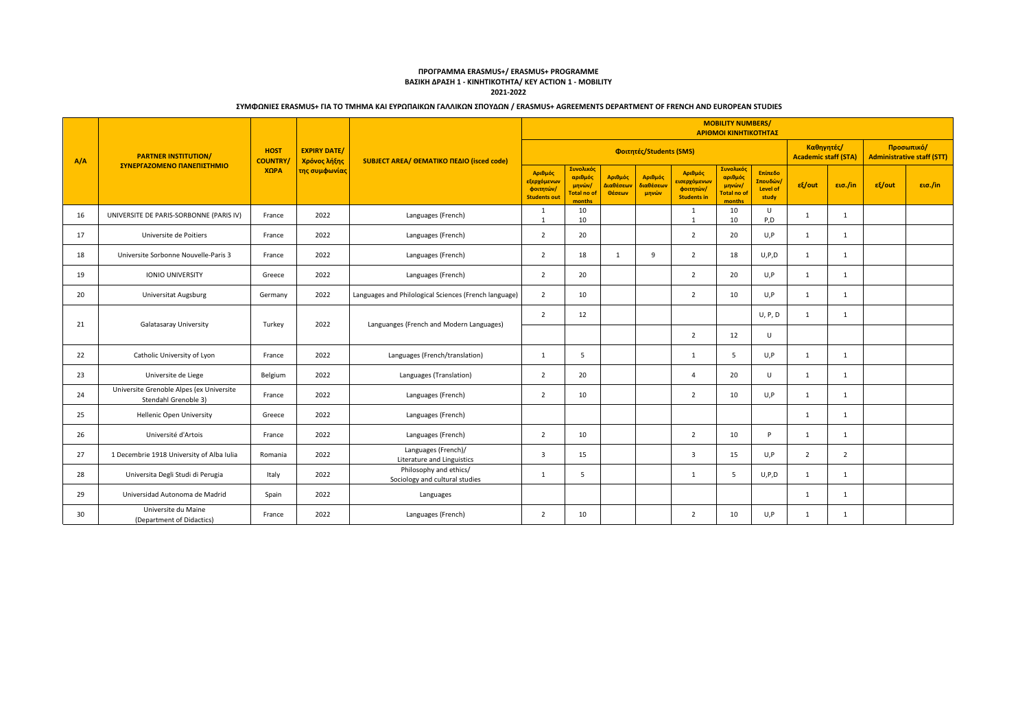**ΠΡΟΓΡΑΜΜΑ ERASMUS+/ ERASMUS+ PROGRAMME**
**ΒΑΣΙΚΗ ΔΡΑΣΗ 1 - ΚΙΝΗΤΙΚΟΤΗΤΑ/ KEY ACTION 1 - MOBILITY**
**2021-2022**

**ΣΥΜΦΩΝΙΕΣ ERASMUS+ ΓΙΑ ΤΟ ΤΜΗΜΑ ΚΑΙ ΕΥΡΩΠΑΙΚΩΝ ΓΑΛΛΙΚΩΝ ΣΠΟΥΔΩΝ / ERASMUS+ AGREEMENTS DEPARTMENT OF FRENCH AND EUROPEAN STUDIES**

| A/A | PARTNER INSTITUTION/ ΣΥΝΕΡΓΑΖΟΜΕΝΟ ΠΑΝΕΠΙΣΤΗΜΙΟ | HOST COUNTRY/ ΧΩΡΑ | EXPIRY DATE/ Χρόνος λήξης της συμφωνίας | SUBJECT AREA/ ΘΕΜΑΤΙΚΟ ΠΕΔΙΟ (isced code) | MOBILITY NUMBERS/ ΑΡΙΘΜΟΙ ΚΙΝΗΤΙΚΟΤΗΤΑΣ | | | | | | | | | | |
|---|---|---|---|---|---|---|---|---|---|---|---|---|---|---|---|
| | | | | | Φοιτητές/Students (SMS) | | | | | | | Καθηγητές/ Academic staff (STA) | | Προσωπικό/ Administrative staff (STT) | |
| | | | | | Αριθμός εξερχόμενων φοιτητών/ Students out | Συνολικός αριθμός μηνών/ Total no of months | Αριθμός Διαθέσεων Θέσεων | Αριθμός διαθέσεων μηνών | Αριθμός εισερχόμενων φοιτητών/ Students in | Συνολικός αριθμός μηνών/ Total no of months | Επίπεδο Σπουδών/ Level of study | εξ/out | εισ./in | εξ/out | εισ./in |
| 16 | UNIVERSITE DE PARIS-SORBONNE (PARIS IV) | France | 2022 | Languages (French) | 1<br>1 | 10<br>10 | | | 1<br>1 | 10<br>10 | U<br>P,D | 1 | 1 | | |
| 17 | Universite de Poitiers | France | 2022 | Languages (French) | 2 | 20 | | | 2 | 20 | U,P | 1 | 1 | | |
| 18 | Universite Sorbonne Nouvelle-Paris 3 | France | 2022 | Languages (French) | 2 | 18 | 1 | 9 | 2 | 18 | U,P,D | 1 | 1 | | |
| 19 | IONIO UNIVERSITY | Greece | 2022 | Languages (French) | 2 | 20 | | | 2 | 20 | U,P | 1 | 1 | | |
| 20 | Universitat Augsburg | Germany | 2022 | Languages and Philological Sciences (French language) | 2 | 10 | | | 2 | 10 | U,P | 1 | 1 | | |
| 21 | Galatasaray University | Turkey | 2022 | Languanges (French and Modern Languages) | 2 | 12 | | | | | U, P, D | 1 | 1 | | |
| | | | | | | | | | 2 | 12 | U | | | | |
| 22 | Catholic University of Lyon | France | 2022 | Languages (French/translation) | 1 | 5 | | | 1 | 5 | U,P | 1 | 1 | | |
| 23 | Universite de Liege | Belgium | 2022 | Languages (Translation) | 2 | 20 | | | 4 | 20 | U | 1 | 1 | | |
| 24 | Universite Grenoble Alpes (ex Universite Stendahl Grenoble 3) | France | 2022 | Languages (French) | 2 | 10 | | | 2 | 10 | U,P | 1 | 1 | | |
| 25 | Hellenic Open University | Greece | 2022 | Languages (French) | | | | | | | | 1 | 1 | | |
| 26 | Université d'Artois | France | 2022 | Languages (French) | 2 | 10 | | | 2 | 10 | P | 1 | 1 | | |
| 27 | 1 Decembrie 1918 University of Alba Iulia | Romania | 2022 | Languages (French)/ Literature and Linguistics | 3 | 15 | | | 3 | 15 | U,P | 2 | 2 | | |
| 28 | Universita Degli Studi di Perugia | Italy | 2022 | Philosophy and ethics/ Sociology and cultural studies | 1 | 5 | | | 1 | 5 | U,P,D | 1 | 1 | | |
| 29 | Universidad Autonoma de Madrid | Spain | 2022 | Languages | | | | | | | | 1 | 1 | | |
| 30 | Universite du Maine (Department of Didactics) | France | 2022 | Languages (French) | 2 | 10 | | | 2 | 10 | U,P | 1 | 1 | | |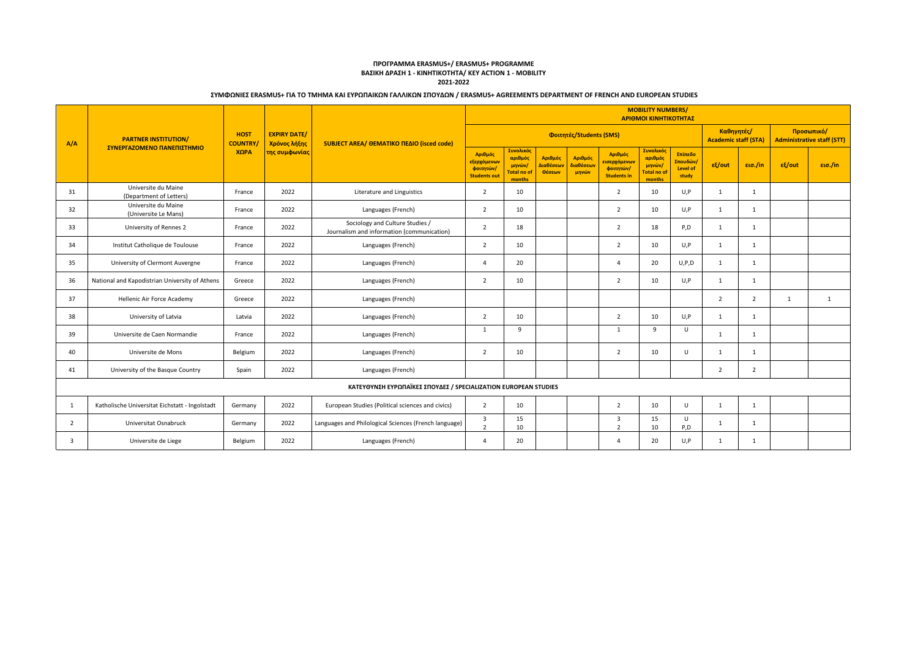**ΠΡΟΓΡΑΜΜΑ ERASMUS+/ ERASMUS+ PROGRAMME**
**ΒΑΣΙΚΗ ΔΡΑΣΗ 1 - ΚΙΝΗΤΙΚΟΤΗΤΑ/ KEY ACTION 1 - MOBILITY**
**2021-2022**

**ΣΥΜΦΩΝΙΕΣ ERASMUS+ ΓΙΑ ΤΟ ΤΜΗΜΑ ΚΑΙ ΕΥΡΩΠΑΙΚΩΝ ΓΑΛΛΙΚΩΝ ΣΠΟΥΔΩΝ / ERASMUS+ AGREEMENTS DEPARTMENT OF FRENCH AND EUROPEAN STUDIES**

| A/A | PARTNER INSTITUTION/ ΣΥΝΕΡΓΑΖΟΜΕΝΟ ΠΑΝΕΠΙΣΤΗΜΙΟ | HOST COUNTRY/ ΧΩΡΑ | EXPIRY DATE/ Χρόνος λήξης της συμφωνίας | SUBJECT AREA/ ΘΕΜΑΤΙΚΟ ΠΕΔΙΟ (isced code) | MOBILITY NUMBERS/ ΑΡΙΘΜΟΙ ΚΙΝΗΤΙΚΟΤΗΤΑΣ | | | | | | | | | | |
|---|---|---|---|---|---|---|---|---|---|---|---|---|---|---|---|
| | | | | | Φοιτητές/Students (SMS) | | | | | | | Καθηγητές/ Academic staff (STA) | | Προσωπικό/ Administrative staff (STT) | |
| | | | | | Αριθμός εξερχόμενων φοιτητών/ Students out | Συνολικός αριθμός μηνών/ Total no of months | Αριθμός Διαθέσεων Θέσεων | Αριθμός διαθέσεων μηνών | Αριθμός εισερχόμενων φοιτητών/ Students in | Συνολικός αριθμός μηνών/ Total no of months | Επίπεδο Σπουδών/ Level of study | εξ/out | εισ./in | εξ/out | εισ./in |
| 31 | Universite du Maine (Department of Letters) | France | 2022 | Literature and Linguistics | 2 | 10 | | | 2 | 10 | U,P | 1 | 1 | | |
| 32 | Universite du Maine (Universite Le Mans) | France | 2022 | Languages (French) | 2 | 10 | | | 2 | 10 | U,P | 1 | 1 | | |
| 33 | University of Rennes 2 | France | 2022 | Sociology and Culture Studies / Journalism and information (communication) | 2 | 18 | | | 2 | 18 | P,D | 1 | 1 | | |
| 34 | Institut Catholique de Toulouse | France | 2022 | Languages (French) | 2 | 10 | | | 2 | 10 | U,P | 1 | 1 | | |
| 35 | University of Clermont Auvergne | France | 2022 | Languages (French) | 4 | 20 | | | 4 | 20 | U,P,D | 1 | 1 | | |
| 36 | National and Kapodistrian University of Athens | Greece | 2022 | Languages (French) | 2 | 10 | | | 2 | 10 | U,P | 1 | 1 | | |
| 37 | Hellenic Air Force Academy | Greece | 2022 | Languages (French) | | | | | | | | 2 | 2 | 1 | 1 |
| 38 | University of Latvia | Latvia | 2022 | Languages (French) | 2 | 10 | | | 2 | 10 | U,P | 1 | 1 | | |
| 39 | Universite de Caen Normandie | France | 2022 | Languages (French) | 1 | 9 | | | 1 | 9 | U | 1 | 1 | | |
| 40 | Universite de Mons | Belgium | 2022 | Languages (French) | 2 | 10 | | | 2 | 10 | U | 1 | 1 | | |
| 41 | University of the Basque Country | Spain | 2022 | Languages (French) | | | | | | | | 2 | 2 | | |
| **ΚΑΤΕΥΘΥΝΣΗ ΕΥΡΩΠΑΪΚΕΣ ΣΠΟΥΔΕΣ / SPECIALIZATION EUROPEAN STUDIES** | | | | | | | | | | | | | | | |
| 1 | Katholische Universitat Eichstatt - Ingolstadt | Germany | 2022 | European Studies (Political sciences and civics) | 2 | 10 | | | 2 | 10 | U | 1 | 1 | | |
| 2 | Universitat Osnabruck | Germany | 2022 | Languages and Philological Sciences (French language) | 3<br>2 | 15<br>10 | | | 3<br>2 | 15<br>10 | U<br>P,D | 1 | 1 | | |
| 3 | Universite de Liege | Belgium | 2022 | Languages (French) | 4 | 20 | | | 4 | 20 | U,P | 1 | 1 | | |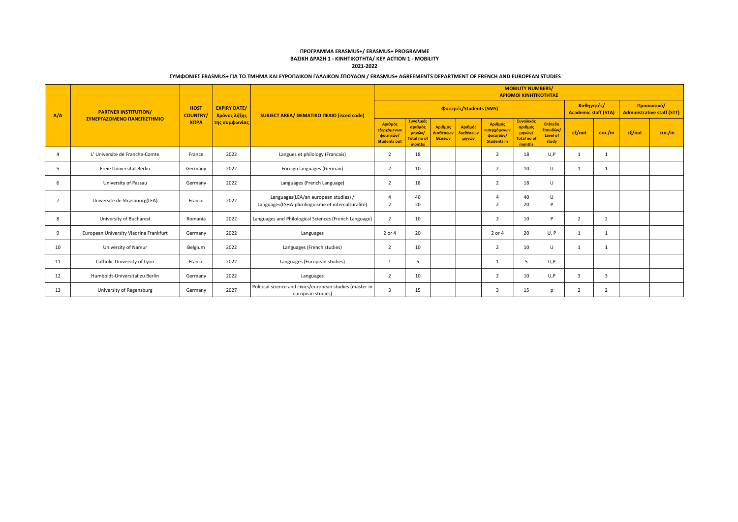**ΠΡΟΓΡΑΜΜΑ ERASMUS+/ ERASMUS+ PROGRAMME**
**ΒΑΣΙΚΗ ΔΡΑΣΗ 1 - ΚΙΝΗΤΙΚΟΤΗΤΑ/ KEY ACTION 1 - MOBILITY**
**2021-2022**

**ΣΥΜΦΩΝΙΕΣ ERASMUS+ ΓΙΑ ΤΟ ΤΜΗΜΑ ΚΑΙ ΕΥΡΩΠΑΙΚΩΝ ΓΑΛΛΙΚΩΝ ΣΠΟΥΔΩΝ / ERASMUS+ AGREEMENTS DEPARTMENT OF FRENCH AND EUROPEAN STUDIES**

| A/A | PARTNER INSTITUTION/ ΣΥΝΕΡΓΑΖΟΜΕΝΟ ΠΑΝΕΠΙΣΤΗΜΙΟ | HOST COUNTRY/ ΧΩΡΑ | EXPIRY DATE/ Χρόνος λήξης της συμφωνίας | SUBJECT AREA/ ΘΕΜΑΤΙΚΟ ΠΕΔΙΟ (isced code) | MOBILITY NUMBERS/ ΑΡΙΘΜΟΙ ΚΙΝΗΤΙΚΟΤΗΤΑΣ | | | | | | | | | | |
|---|---|---|---|---|---|---|---|---|---|---|---|---|---|---|---|
| | | | | | Φοιτητές/Students (SMS) | | | | | | | Καθηγητές/ Academic staff (STA) | | Προσωπικό/ Administrative staff (STT) | |
| | | | | | Αριθμός εξερχόμενων φοιτητών/ Students out | Συνολικός αριθμός μηνών/ Total no of months | Αριθμός Διαθέσεων Θέσεων | Αριθμός διαθέσεων μηνών | Αριθμός εισερχόμενων φοιτητών/ Students in | Συνολικός αριθμός μηνών/ Total no of months | Επίπεδο Σπουδών/ Level of study | εξ/out | εισ./in | εξ/out | εισ./in |
| 4 | L' Universite de Franche-Comte | France | 2022 | Langues et philology (Francais) | 2 | 18 | | | 2 | 18 | U,P | 1 | 1 | | |
| 5 | Freie Universitat Berlin | Germany | 2022 | Foreign languages (German) | 2 | 10 | | | 2 | 10 | U | 1 | 1 | | |
| 6 | University of Passau | Germany | 2022 | Languages (French Language) | 2 | 18 | | | 2 | 18 | U | | | | |
| 7 | Universite de Strasbourg(LEA) | France | 2022 | Languages(LEA/an european studies) / Languages(LSHA-plurilinguisme et interculturalite) | 4<br>2 | 40<br>20 | | | 4<br>2 | 40<br>20 | U<br>P | | | | |
| 8 | University of Bucharest | Romania | 2022 | Languages and Philological Sciences (French Language) | 2 | 10 | | | 2 | 10 | P | 2 | 2 | | |
| 9 | European University Viadrina Frankfurt | Germany | 2022 | Languages | 2 or 4 | 20 | | | 2 or 4 | 20 | U, P | 1 | 1 | | |
| 10 | University of Namur | Belgium | 2022 | Languages (French studies) | 2 | 10 | | | 2 | 10 | U | 1 | 1 | | |
| 11 | Catholic University of Lyon | France | 2022 | Languages (European studies) | 1 | 5 | | | 1 | 5 | U,P | | | | |
| 12 | Humboldt-Universitat zu Berlin | Germany | 2022 | Languages | 2 | 10 | | | 2 | 10 | U,P | 3 | 3 | | |
| 13 | University of Regensburg | Germany | 2027 | Political science and civics/european studies (master in european studies) | 3 | 15 | | | 3 | 15 | p | 2 | 2 | | |